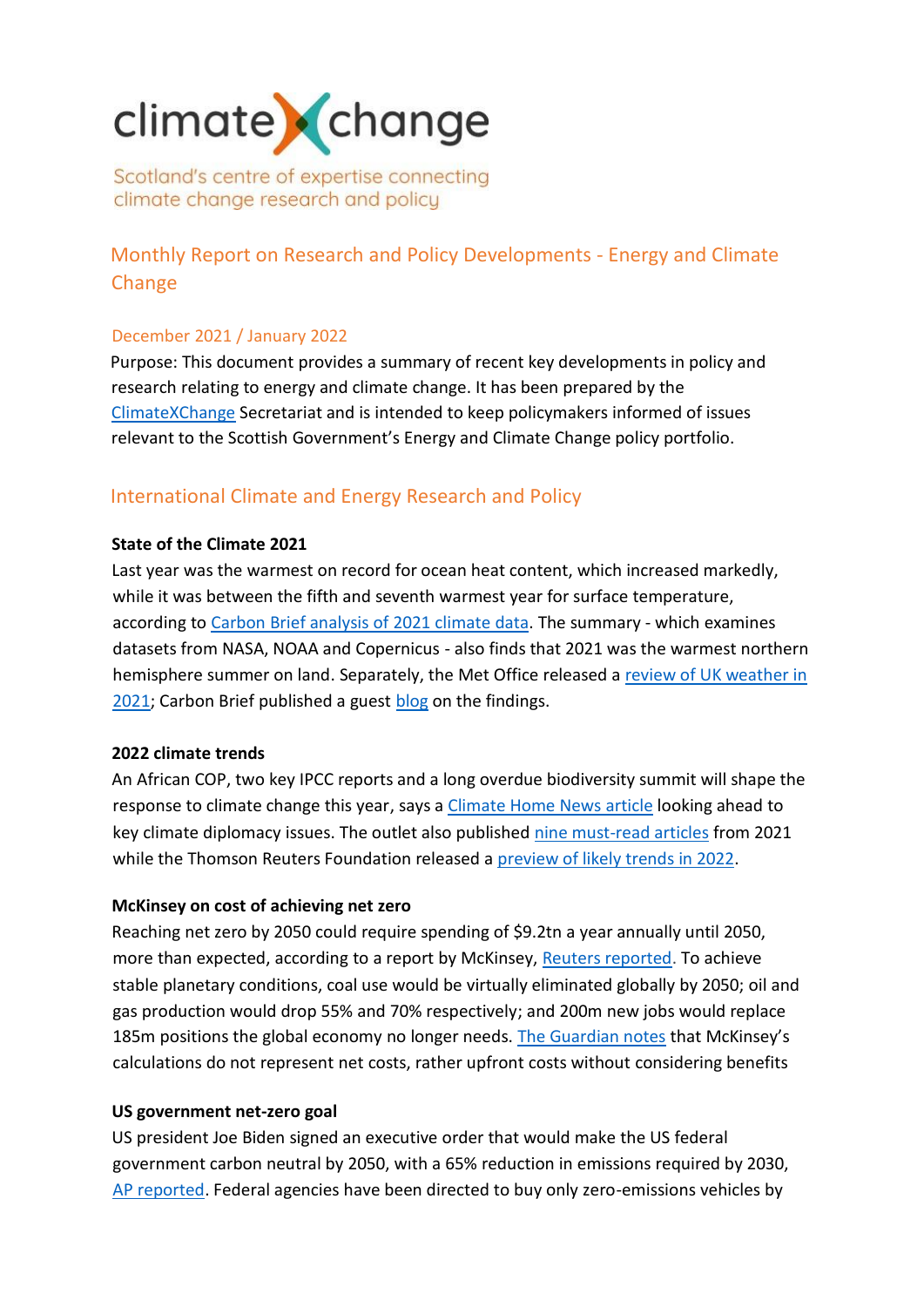# climateXchange

Scotland's centre of expertise connecting climate change research and policy

## Monthly Report on Research and Policy Developments - Energy and Climate Change

### December 2021 / January 2022

Purpose: This document provides a summary of recent key developments in policy and research relating to energy and climate change. It has been prepared by the ClimateXChange Secretariat and is intended to keep policymakers informed of issues relevant to the Scottish Government's Energy and Climate Change policy portfolio.

## International Climate and Energy Research and Policy

**State of the Climate 2021**

Last year was the warmest on record for ocean heat content, which increased markedly, while it was between the fifth and seventh warmest year for surface temperature, according to Carbon Brief analysis of 2021 climate data. The summary - which examines datasets from NASA, NOAA and Copernicus - also finds that 2021 was the warmest northern hemisphere summer on land. Separately, the Met Office released a review of UK weather in 2021; Carbon Brief published a guest blog on the findings.

**2022 climate trends**

An African COP, two key IPCC reports and a long overdue biodiversity summit will shape the response to climate change this year, says a Climate Home News article looking ahead to key climate diplomacy issues. The outlet also published nine must-read articles from 2021 while the Thomson Reuters Foundation released a preview of likely trends in 2022.

**McKinsey on cost of achieving net zero**

Reaching net zero by 2050 could require spending of $9.2tn a year annually until 2050, more than expected, according to a report by McKinsey, Reuters reported. To achieve stable planetary conditions, coal use would be virtually eliminated globally by 2050; oil and gas production would drop 55% and 70% respectively; and 200m new jobs would replace 185m positions the global economy no longer needs. The Guardian notes that McKinsey's calculations do not represent net costs, rather upfront costs without considering benefits

**US government net-zero goal**

US president Joe Biden signed an executive order that would make the US federal government carbon neutral by 2050, with a 65% reduction in emissions required by 2030, AP reported. Federal agencies have been directed to buy only zero-emissions vehicles by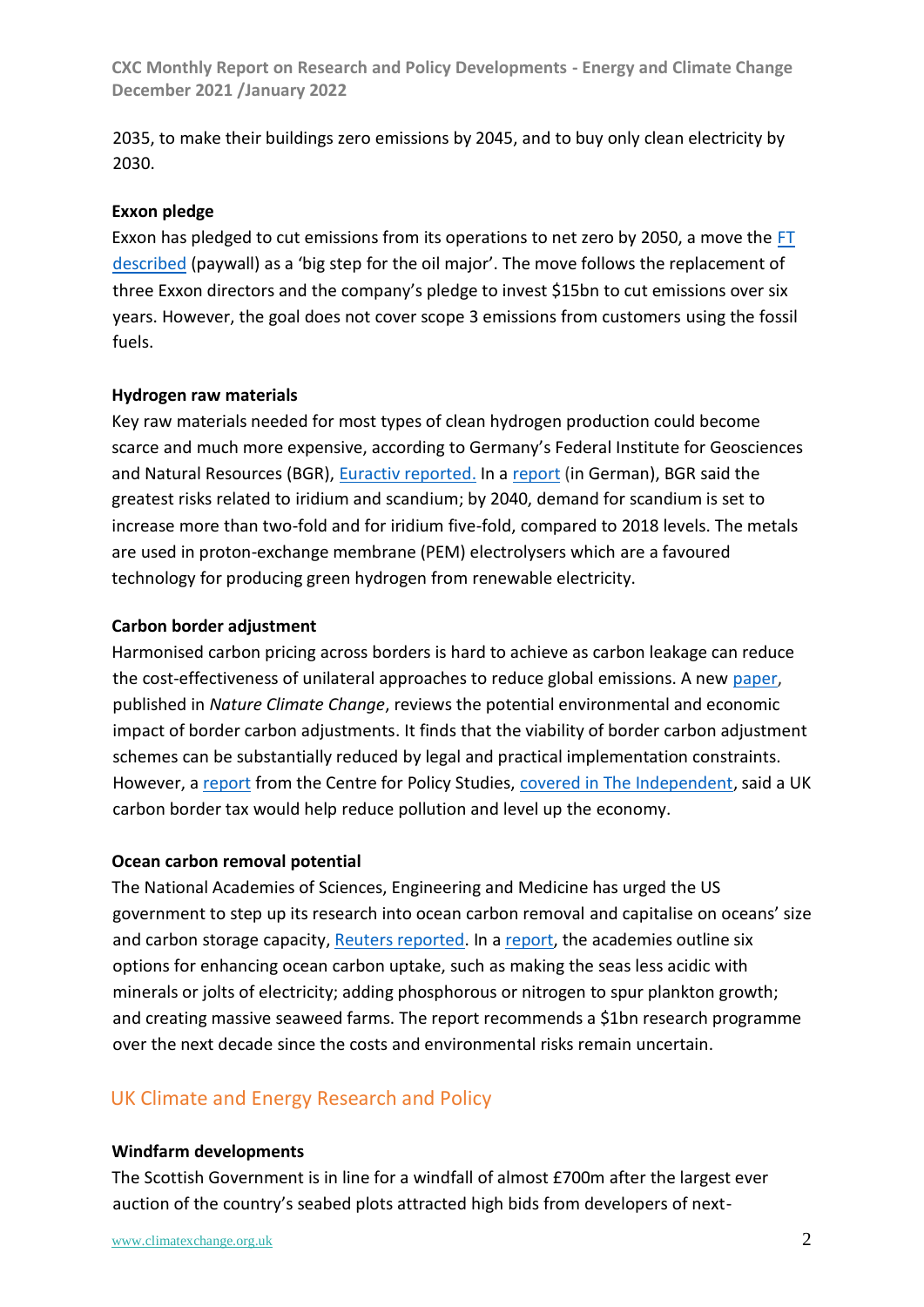2035, to make their buildings zero emissions by 2045, and to buy only clean electricity by 2030.

**Exxon pledge**

Exxon has pledged to cut emissions from its operations to net zero by 2050, a move the FT described (paywall) as a 'big step for the oil major'. The move follows the replacement of three Exxon directors and the company's pledge to invest $15bn to cut emissions over six years. However, the goal does not cover scope 3 emissions from customers using the fossil fuels.

**Hydrogen raw materials**

Key raw materials needed for most types of clean hydrogen production could become scarce and much more expensive, according to Germany's Federal Institute for Geosciences and Natural Resources (BGR), Euractiv reported. In a report (in German), BGR said the greatest risks related to iridium and scandium; by 2040, demand for scandium is set to increase more than two-fold and for iridium five-fold, compared to 2018 levels. The metals are used in proton-exchange membrane (PEM) electrolysers which are a favoured technology for producing green hydrogen from renewable electricity.

**Carbon border adjustment**

Harmonised carbon pricing across borders is hard to achieve as carbon leakage can reduce the cost-effectiveness of unilateral approaches to reduce global emissions. A new paper, published in *Nature Climate Change*, reviews the potential environmental and economic impact of border carbon adjustments. It finds that the viability of border carbon adjustment schemes can be substantially reduced by legal and practical implementation constraints. However, a report from the Centre for Policy Studies, covered in The Independent, said a UK carbon border tax would help reduce pollution and level up the economy.

**Ocean carbon removal potential**

The National Academies of Sciences, Engineering and Medicine has urged the US government to step up its research into ocean carbon removal and capitalise on oceans' size and carbon storage capacity, Reuters reported. In a report, the academies outline six options for enhancing ocean carbon uptake, such as making the seas less acidic with minerals or jolts of electricity; adding phosphorous or nitrogen to spur plankton growth; and creating massive seaweed farms. The report recommends a $1bn research programme over the next decade since the costs and environmental risks remain uncertain.

## UK Climate and Energy Research and Policy

**Windfarm developments**

The Scottish Government is in line for a windfall of almost £700m after the largest ever auction of the country's seabed plots attracted high bids from developers of next-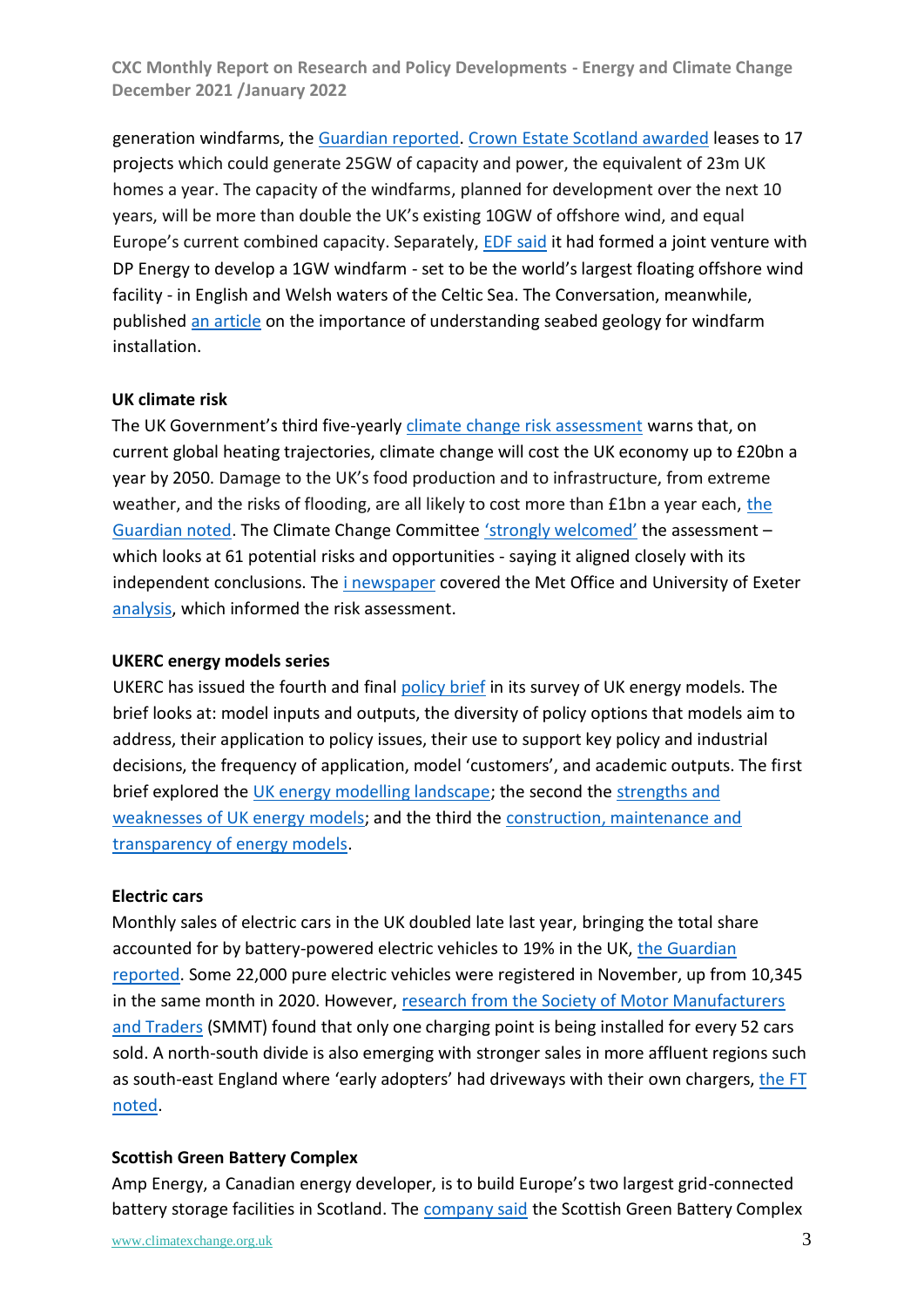generation windfarms, the Guardian reported. Crown Estate Scotland awarded leases to 17 projects which could generate 25GW of capacity and power, the equivalent of 23m UK homes a year. The capacity of the windfarms, planned for development over the next 10 years, will be more than double the UK's existing 10GW of offshore wind, and equal Europe's current combined capacity. Separately, EDF said it had formed a joint venture with DP Energy to develop a 1GW windfarm - set to be the world's largest floating offshore wind facility - in English and Welsh waters of the Celtic Sea. The Conversation, meanwhile, published an article on the importance of understanding seabed geology for windfarm installation.

**UK climate risk**

The UK Government's third five-yearly climate change risk assessment warns that, on current global heating trajectories, climate change will cost the UK economy up to £20bn a year by 2050. Damage to the UK's food production and to infrastructure, from extreme weather, and the risks of flooding, are all likely to cost more than £1bn a year each, the Guardian noted. The Climate Change Committee 'strongly welcomed' the assessment – which looks at 61 potential risks and opportunities - saying it aligned closely with its independent conclusions. The i newspaper covered the Met Office and University of Exeter analysis, which informed the risk assessment.

**UKERC energy models series**

UKERC has issued the fourth and final policy brief in its survey of UK energy models. The brief looks at: model inputs and outputs, the diversity of policy options that models aim to address, their application to policy issues, their use to support key policy and industrial decisions, the frequency of application, model 'customers', and academic outputs. The first brief explored the UK energy modelling landscape; the second the strengths and weaknesses of UK energy models; and the third the construction, maintenance and transparency of energy models.

**Electric cars**

Monthly sales of electric cars in the UK doubled late last year, bringing the total share accounted for by battery-powered electric vehicles to 19% in the UK, the Guardian reported. Some 22,000 pure electric vehicles were registered in November, up from 10,345 in the same month in 2020. However, research from the Society of Motor Manufacturers and Traders (SMMT) found that only one charging point is being installed for every 52 cars sold. A north-south divide is also emerging with stronger sales in more affluent regions such as south-east England where 'early adopters' had driveways with their own chargers, the FT noted.

**Scottish Green Battery Complex**

Amp Energy, a Canadian energy developer, is to build Europe's two largest grid-connected battery storage facilities in Scotland. The company said the Scottish Green Battery Complex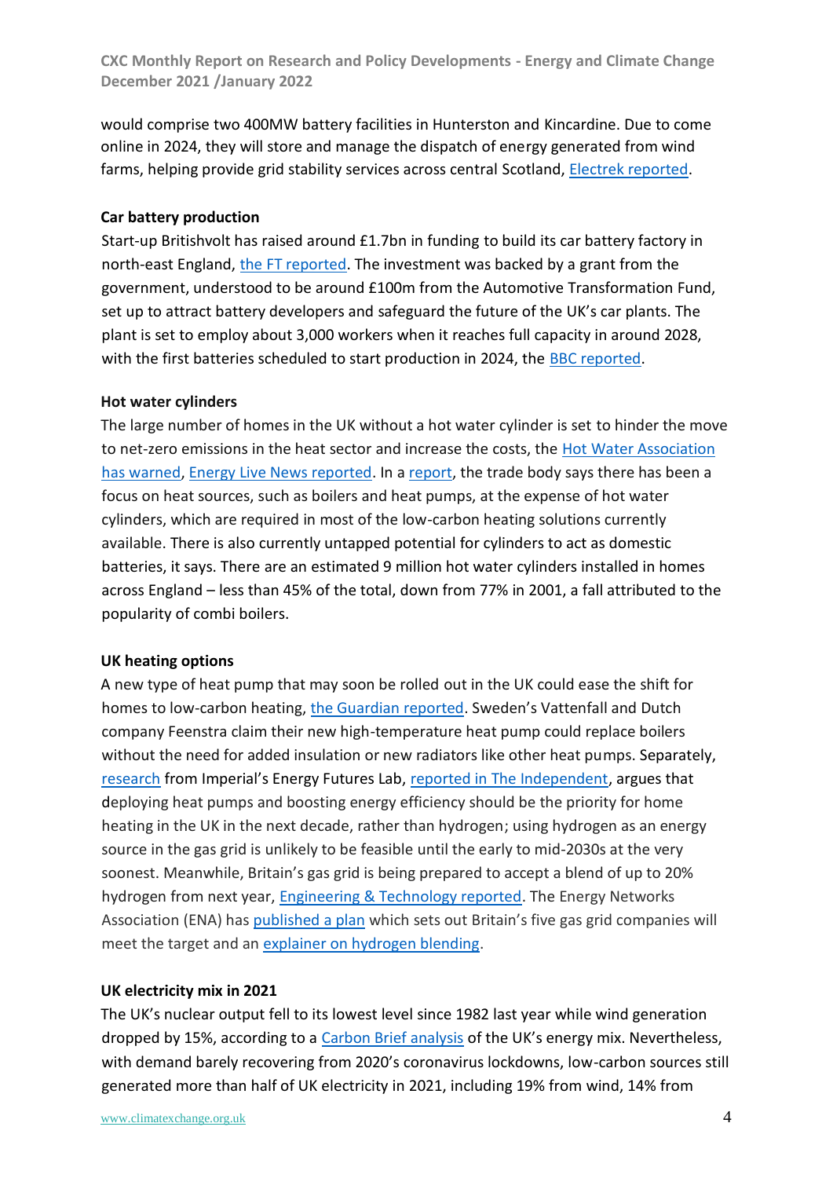would comprise two 400MW battery facilities in Hunterston and Kincardine. Due to come online in 2024, they will store and manage the dispatch of energy generated from wind farms, helping provide grid stability services across central Scotland, Electrek reported.

**Car battery production**

Start-up Britishvolt has raised around £1.7bn in funding to build its car battery factory in north-east England, the FT reported. The investment was backed by a grant from the government, understood to be around £100m from the Automotive Transformation Fund, set up to attract battery developers and safeguard the future of the UK's car plants. The plant is set to employ about 3,000 workers when it reaches full capacity in around 2028, with the first batteries scheduled to start production in 2024, the BBC reported.

**Hot water cylinders**

The large number of homes in the UK without a hot water cylinder is set to hinder the move to net-zero emissions in the heat sector and increase the costs, the Hot Water Association has warned, Energy Live News reported. In a report, the trade body says there has been a focus on heat sources, such as boilers and heat pumps, at the expense of hot water cylinders, which are required in most of the low-carbon heating solutions currently available. There is also currently untapped potential for cylinders to act as domestic batteries, it says. There are an estimated 9 million hot water cylinders installed in homes across England – less than 45% of the total, down from 77% in 2001, a fall attributed to the popularity of combi boilers.

**UK heating options**

A new type of heat pump that may soon be rolled out in the UK could ease the shift for homes to low-carbon heating, the Guardian reported. Sweden's Vattenfall and Dutch company Feenstra claim their new high-temperature heat pump could replace boilers without the need for added insulation or new radiators like other heat pumps. Separately, research from Imperial's Energy Futures Lab, reported in The Independent, argues that deploying heat pumps and boosting energy efficiency should be the priority for home heating in the UK in the next decade, rather than hydrogen; using hydrogen as an energy source in the gas grid is unlikely to be feasible until the early to mid-2030s at the very soonest. Meanwhile, Britain's gas grid is being prepared to accept a blend of up to 20% hydrogen from next year, Engineering & Technology reported. The Energy Networks Association (ENA) has published a plan which sets out Britain's five gas grid companies will meet the target and an explainer on hydrogen blending.

**UK electricity mix in 2021**

The UK's nuclear output fell to its lowest level since 1982 last year while wind generation dropped by 15%, according to a Carbon Brief analysis of the UK's energy mix. Nevertheless, with demand barely recovering from 2020's coronavirus lockdowns, low-carbon sources still generated more than half of UK electricity in 2021, including 19% from wind, 14% from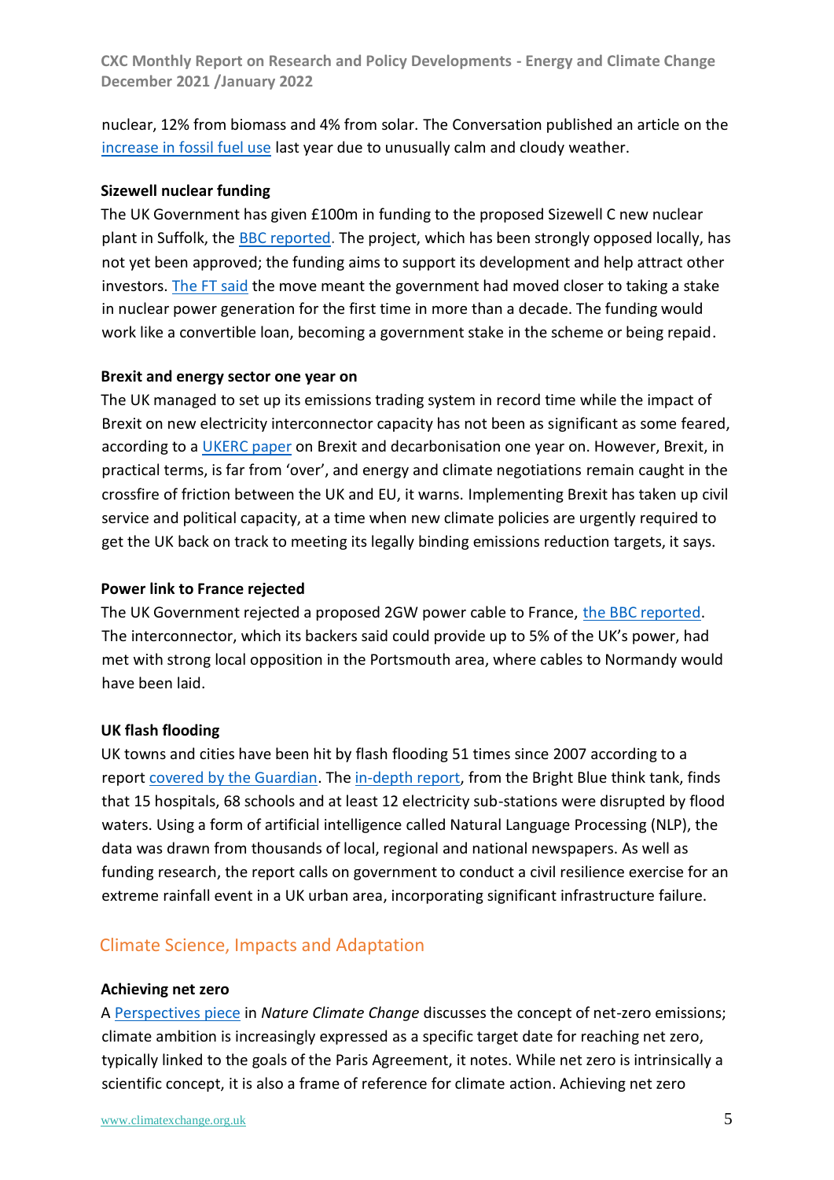nuclear, 12% from biomass and 4% from solar. The Conversation published an article on the increase in fossil fuel use last year due to unusually calm and cloudy weather.

**Sizewell nuclear funding**

The UK Government has given £100m in funding to the proposed Sizewell C new nuclear plant in Suffolk, the BBC reported. The project, which has been strongly opposed locally, has not yet been approved; the funding aims to support its development and help attract other investors. The FT said the move meant the government had moved closer to taking a stake in nuclear power generation for the first time in more than a decade. The funding would work like a convertible loan, becoming a government stake in the scheme or being repaid.

**Brexit and energy sector one year on**

The UK managed to set up its emissions trading system in record time while the impact of Brexit on new electricity interconnector capacity has not been as significant as some feared, according to a UKERC paper on Brexit and decarbonisation one year on. However, Brexit, in practical terms, is far from 'over', and energy and climate negotiations remain caught in the crossfire of friction between the UK and EU, it warns. Implementing Brexit has taken up civil service and political capacity, at a time when new climate policies are urgently required to get the UK back on track to meeting its legally binding emissions reduction targets, it says.

**Power link to France rejected**

The UK Government rejected a proposed 2GW power cable to France, the BBC reported. The interconnector, which its backers said could provide up to 5% of the UK's power, had met with strong local opposition in the Portsmouth area, where cables to Normandy would have been laid.

**UK flash flooding**

UK towns and cities have been hit by flash flooding 51 times since 2007 according to a report covered by the Guardian. The in-depth report, from the Bright Blue think tank, finds that 15 hospitals, 68 schools and at least 12 electricity sub-stations were disrupted by flood waters. Using a form of artificial intelligence called Natural Language Processing (NLP), the data was drawn from thousands of local, regional and national newspapers. As well as funding research, the report calls on government to conduct a civil resilience exercise for an extreme rainfall event in a UK urban area, incorporating significant infrastructure failure.

## Climate Science, Impacts and Adaptation

**Achieving net zero**

A Perspectives piece in *Nature Climate Change* discusses the concept of net-zero emissions; climate ambition is increasingly expressed as a specific target date for reaching net zero, typically linked to the goals of the Paris Agreement, it notes. While net zero is intrinsically a scientific concept, it is also a frame of reference for climate action. Achieving net zero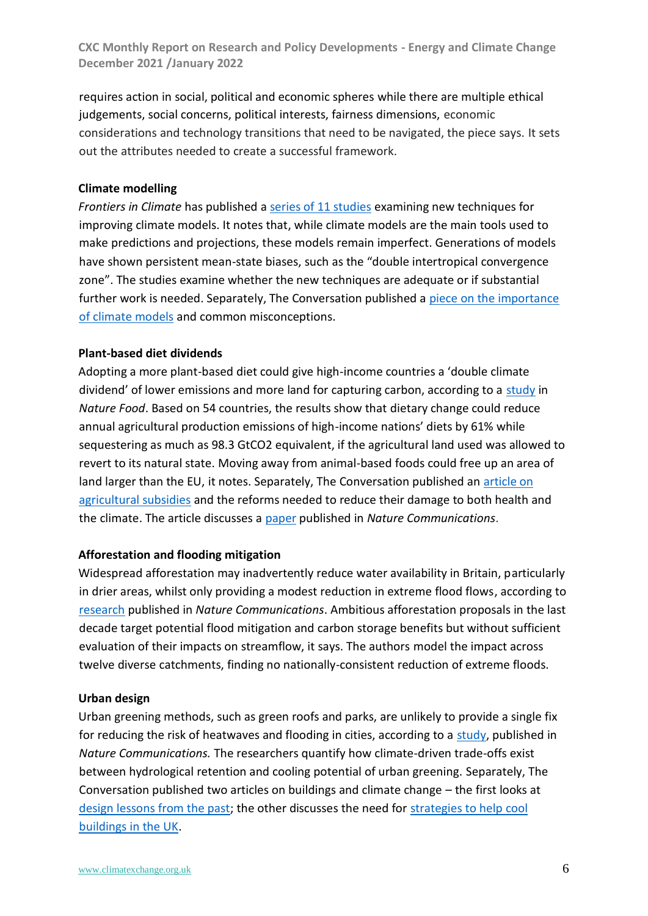requires action in social, political and economic spheres while there are multiple ethical judgements, social concerns, political interests, fairness dimensions, economic considerations and technology transitions that need to be navigated, the piece says. It sets out the attributes needed to create a successful framework.

**Climate modelling**

*Frontiers in Climate* has published a series of 11 studies examining new techniques for improving climate models. It notes that, while climate models are the main tools used to make predictions and projections, these models remain imperfect. Generations of models have shown persistent mean-state biases, such as the "double intertropical convergence zone". The studies examine whether the new techniques are adequate or if substantial further work is needed. Separately, The Conversation published a piece on the importance of climate models and common misconceptions.

**Plant-based diet dividends**

Adopting a more plant-based diet could give high-income countries a 'double climate dividend' of lower emissions and more land for capturing carbon, according to a study in *Nature Food*. Based on 54 countries, the results show that dietary change could reduce annual agricultural production emissions of high-income nations' diets by 61% while sequestering as much as 98.3 $GtCO_2$ equivalent, if the agricultural land used was allowed to revert to its natural state. Moving away from animal-based foods could free up an area of land larger than the EU, it notes. Separately, The Conversation published an article on agricultural subsidies and the reforms needed to reduce their damage to both health and the climate. The article discusses a paper published in *Nature Communications*.

**Afforestation and flooding mitigation**

Widespread afforestation may inadvertently reduce water availability in Britain, particularly in drier areas, whilst only providing a modest reduction in extreme flood flows, according to research published in *Nature Communications*. Ambitious afforestation proposals in the last decade target potential flood mitigation and carbon storage benefits but without sufficient evaluation of their impacts on streamflow, it says. The authors model the impact across twelve diverse catchments, finding no nationally-consistent reduction of extreme floods.

**Urban design**

Urban greening methods, such as green roofs and parks, are unlikely to provide a single fix for reducing the risk of heatwaves and flooding in cities, according to a study, published in *Nature Communications.* The researchers quantify how climate-driven trade-offs exist between hydrological retention and cooling potential of urban greening. Separately, The Conversation published two articles on buildings and climate change – the first looks at design lessons from the past; the other discusses the need for strategies to help cool buildings in the UK.